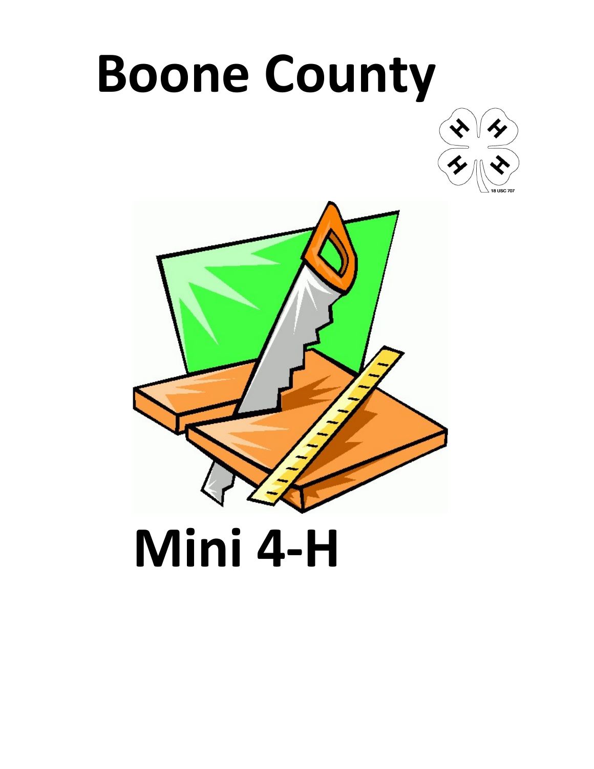# Boone County

# Mini 4-H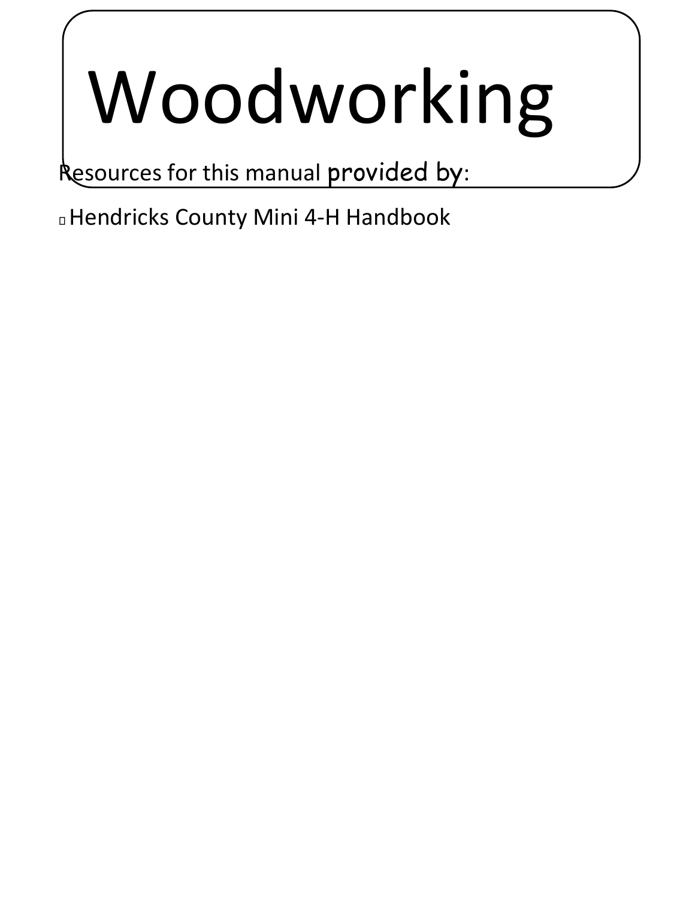# Woodworking

Resources for this manual provided by:

- Hendricks County Mini 4-H Handbook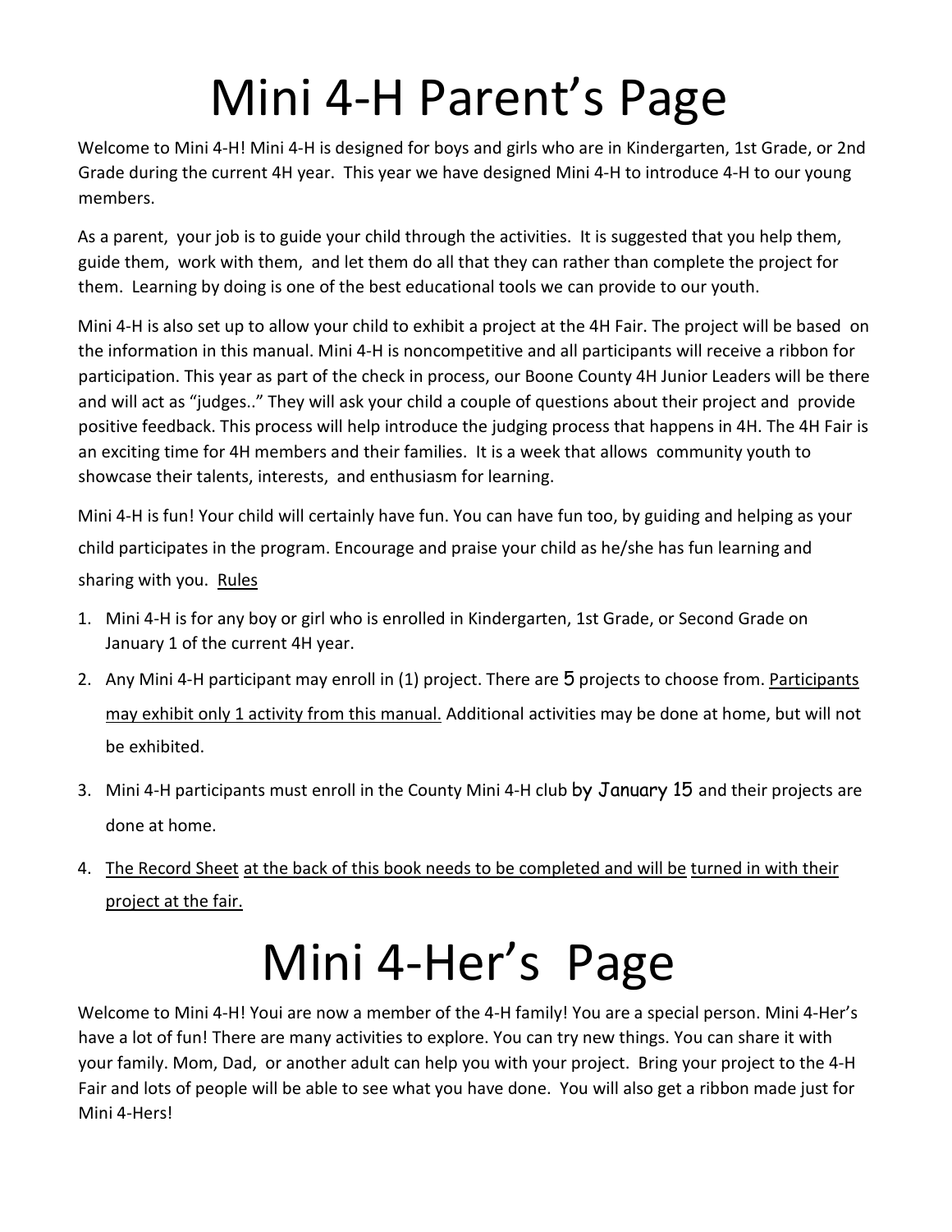# Mini 4-H Parent's Page

Welcome to Mini 4-H! Mini 4-H is designed for boys and girls who are in Kindergarten, 1st Grade, or 2nd Grade during the current 4H year. This year we have designed Mini 4-H to introduce 4-H to our young members.

As a parent, your job is to guide your child through the activities. It is suggested that you help them, guide them, work with them, and let them do all that they can rather than complete the project for them. Learning by doing is one of the best educational tools we can provide to our youth.

Mini 4-H is also set up to allow your child to exhibit a project at the 4H Fair. The project will be based on the information in this manual. Mini 4-H is noncompetitive and all participants will receive a ribbon for participation. This year as part of the check in process, our Boone County 4H Junior Leaders will be there and will act as "judges.." They will ask your child a couple of questions about their project and provide positive feedback. This process will help introduce the judging process that happens in 4H. The 4H Fair is an exciting time for 4H members and their families. It is a week that allows community youth to showcase their talents, interests, and enthusiasm for learning.

Mini 4-H is fun! Your child will certainly have fun. You can have fun too, by guiding and helping as your child participates in the program. Encourage and praise your child as he/she has fun learning and sharing with you. <u>Rules</u>

1. Mini 4-H is for any boy or girl who is enrolled in Kindergarten, 1st Grade, or Second Grade on January 1 of the current 4H year.
2. Any Mini 4-H participant may enroll in (1) project. There are 5 projects to choose from. <u>Participants may exhibit only 1 activity from this manual.</u> Additional activities may be done at home, but will not be exhibited.
3. Mini 4-H participants must enroll in the County Mini 4-H club by January 15 and their projects are done at home.
4. <u>The Record Sheet at the back of this book needs to be completed and will be turned in with their project at the fair.</u>

# Mini 4-Her's Page

Welcome to Mini 4-H! Youi are now a member of the 4-H family! You are a special person. Mini 4-Her's have a lot of fun! There are many activities to explore. You can try new things. You can share it with your family. Mom, Dad, or another adult can help you with your project. Bring your project to the 4-H Fair and lots of people will be able to see what you have done. You will also get a ribbon made just for Mini 4-Hers!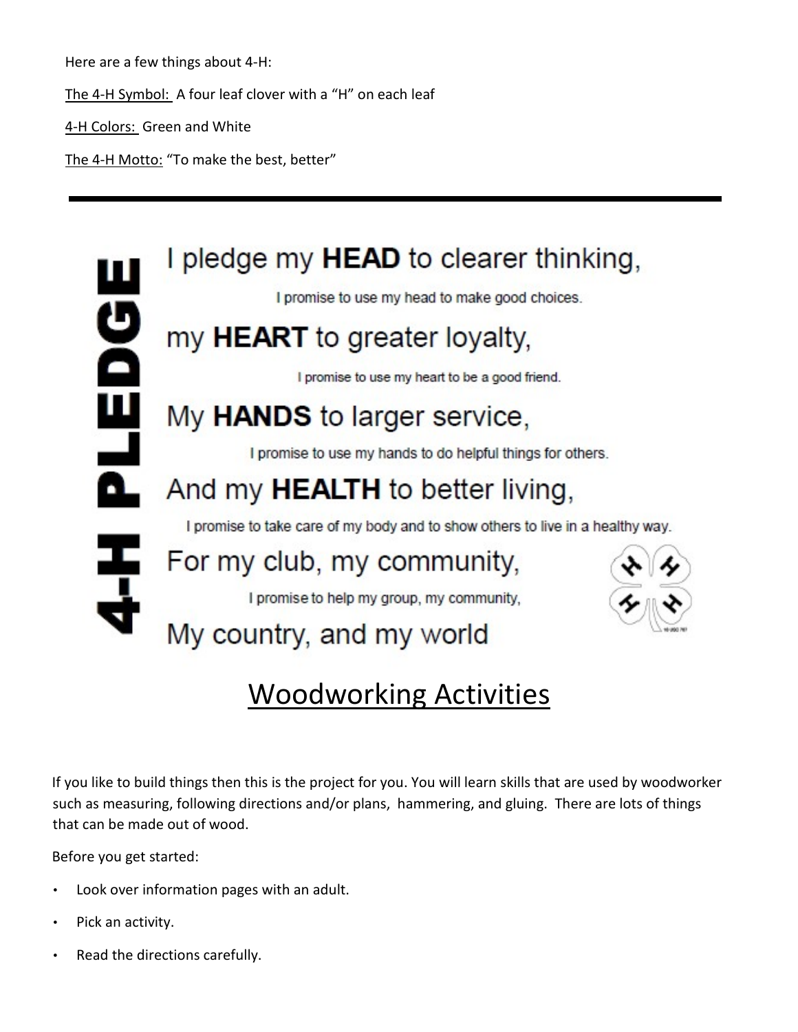Here are a few things about 4-H:

The 4-H Symbol: A four leaf clover with a "H" on each leaf

4-H Colors: Green and White

The 4-H Motto: "To make the best, better"

---

## 4-H PLEDGE

I pledge my **HEAD** to clearer thinking,

I promise to use my head to make good choices.

my **HEART** to greater loyalty,

I promise to use my heart to be a good friend.

My **HANDS** to larger service,

I promise to use my hands to do helpful things for others.

And my **HEALTH** to better living,

I promise to take care of my body and to show others to live in a healthy way.

For my club, my community,

I promise to help my group, my community,

My country, and my world

# Woodworking Activities

If you like to build things then this is the project for you. You will learn skills that are used by woodworker such as measuring, following directions and/or plans, hammering, and gluing. There are lots of things that can be made out of wood.

Before you get started:

- Look over information pages with an adult.
- Pick an activity.
- Read the directions carefully.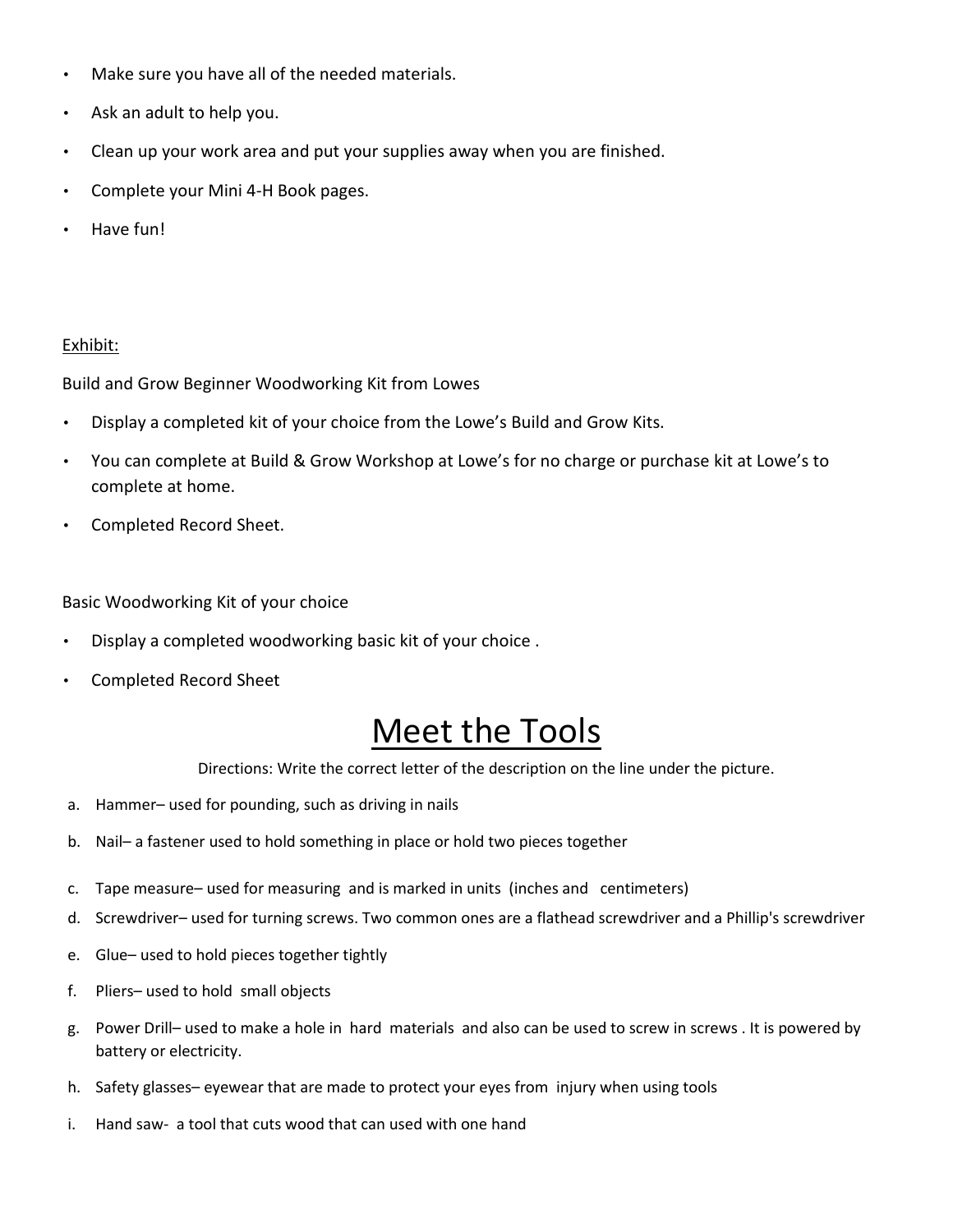- Make sure you have all of the needed materials.
- Ask an adult to help you.
- Clean up your work area and put your supplies away when you are finished.
- Complete your Mini 4-H Book pages.
- Have fun!

Exhibit:

Build and Grow Beginner Woodworking Kit from Lowes

- Display a completed kit of your choice from the Lowe's Build and Grow Kits.
- You can complete at Build & Grow Workshop at Lowe's for no charge or purchase kit at Lowe's to complete at home.
- Completed Record Sheet.

Basic Woodworking Kit of your choice

- Display a completed woodworking basic kit of your choice .
- Completed Record Sheet

# Meet the Tools

Directions: Write the correct letter of the description on the line under the picture.

a. Hammer– used for pounding, such as driving in nails
b. Nail– a fastener used to hold something in place or hold two pieces together
c. Tape measure– used for measuring and is marked in units (inches and centimeters)
d. Screwdriver– used for turning screws. Two common ones are a flathead screwdriver and a Phillip's screwdriver
e. Glue– used to hold pieces together tightly
f. Pliers– used to hold small objects
g. Power Drill– used to make a hole in hard materials and also can be used to screw in screws . It is powered by battery or electricity.
h. Safety glasses– eyewear that are made to protect your eyes from injury when using tools
i. Hand saw- a tool that cuts wood that can used with one hand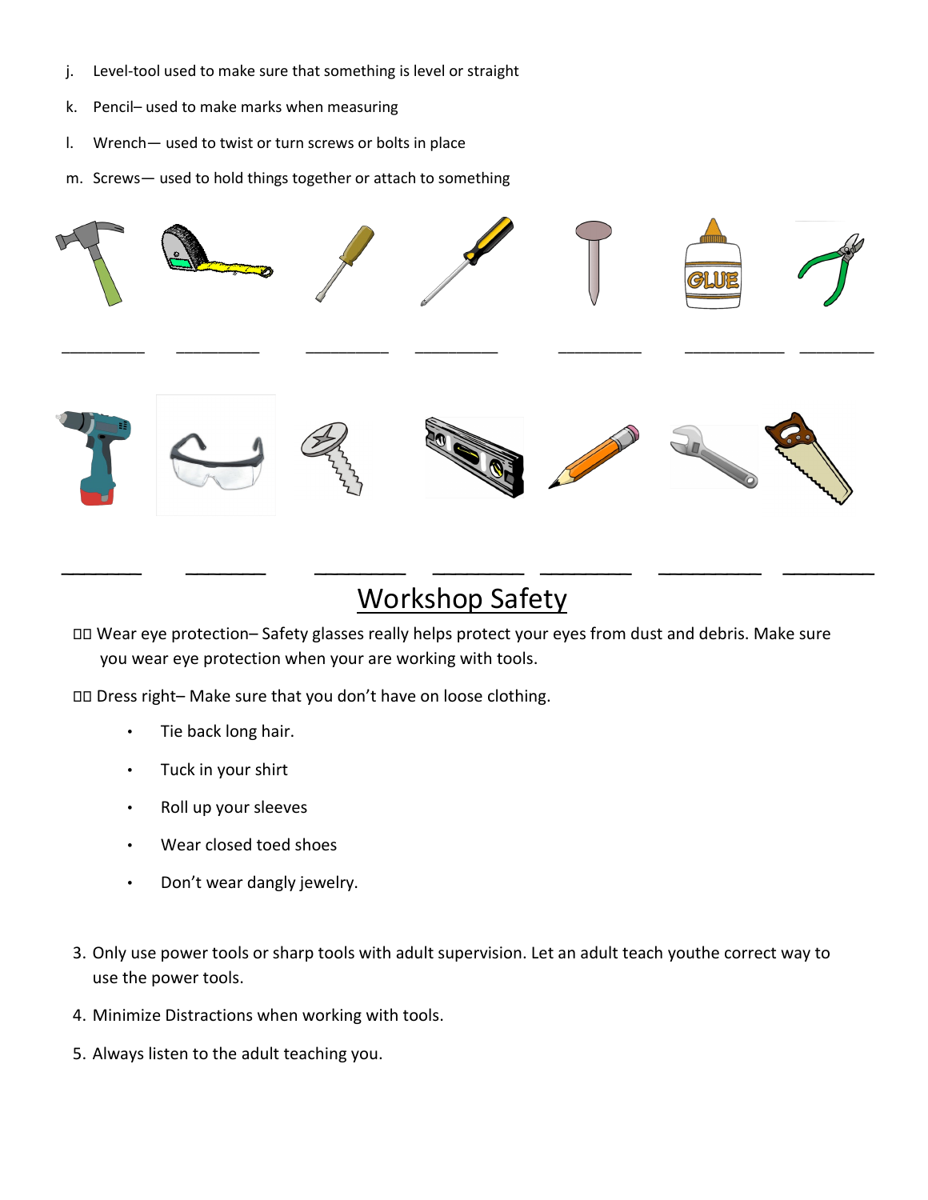j. Level-tool used to make sure that something is level or straight

k. Pencil– used to make marks when measuring

l. Wrench— used to twist or turn screws or bolts in place

m. Screws— used to hold things together or attach to something

__________ __________ __________ __________ __________ ____________ _________

________ ________ _________ _________ _________ __________ _________

# Workshop Safety

 Wear eye protection– Safety glasses really helps protect your eyes from dust and debris. Make sure you wear eye protection when your are working with tools.

 Dress right– Make sure that you don't have on loose clothing.

- Tie back long hair.
- Tuck in your shirt
- Roll up your sleeves
- Wear closed toed shoes
- Don't wear dangly jewelry.

3. Only use power tools or sharp tools with adult supervision. Let an adult teach youthe correct way to use the power tools.
4. Minimize Distractions when working with tools.
5. Always listen to the adult teaching you.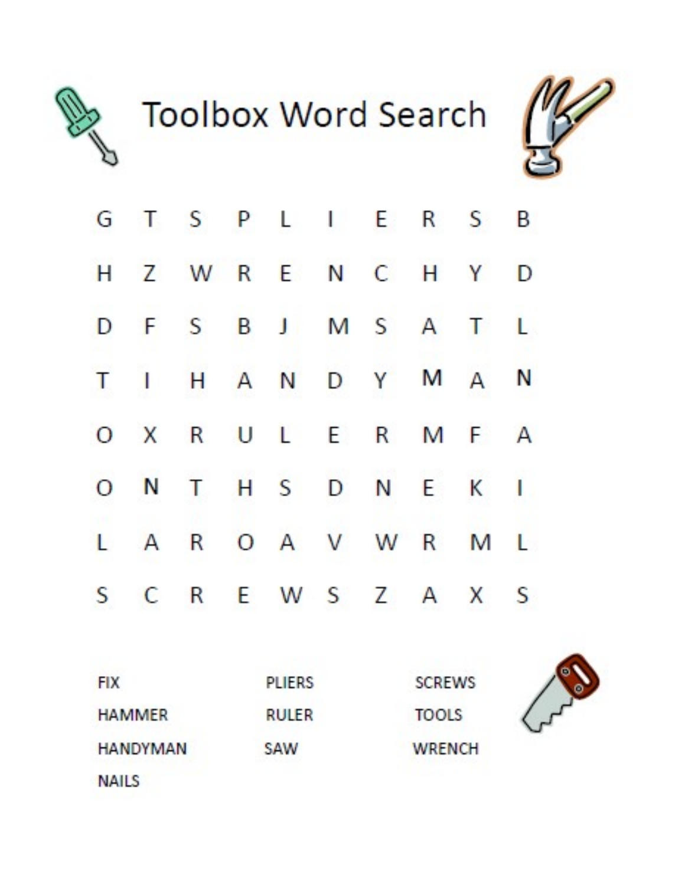# Toolbox Word Search

| | | | | | | | | | |
|---|---|---|---|---|---|---|---|---|---|
| G | T | S | P | L | I | E | R | S | B |
| H | Z | W | R | E | N | C | H | Y | D |
| D | F | S | B | J | M | S | A | T | L |
| T | I | H | A | N | D | Y | M | A | N |
| O | X | R | U | L | E | R | M | F | A |
| O | N | T | H | S | D | N | E | K | I |
| L | A | R | O | A | V | W | R | M | L |
| S | C | R | E | W | S | Z | A | X | S |

FIX

HAMMER

HANDYMAN

NAILS

PLIERS

RULER

SAW

SCREWS

TOOLS

WRENCH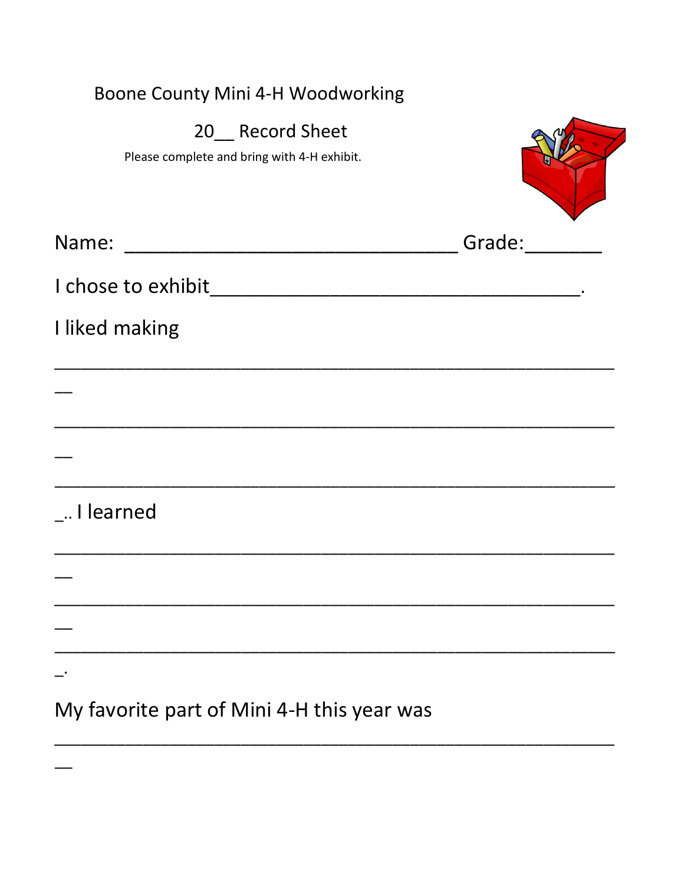Boone County Mini 4-H Woodworking

20__ Record Sheet

Please complete and bring with 4-H exhibit.

Name: ______________________________ Grade:_______

I chose to exhibit_________________________________.

I liked making

__________________________________________________
__
__________________________________________________
__
__________________________________________________
_.. I learned

__________________________________________________
__
__________________________________________________
__
__________________________________________________
_.

My favorite part of Mini 4-H this year was

__________________________________________________
__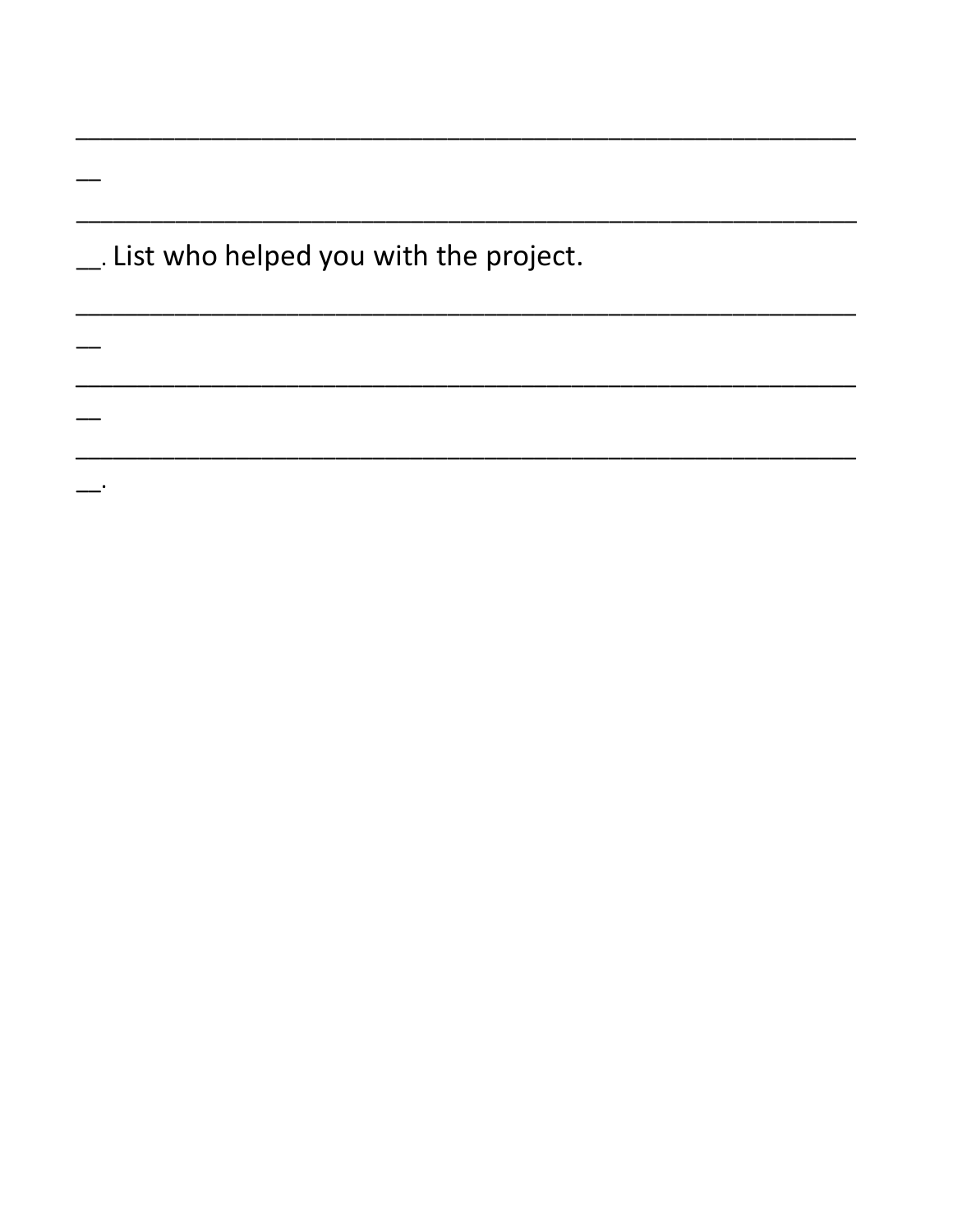___________________________________________________________

__

___________________________________________________________

__. List who helped you with the project.

___________________________________________________________

__

___________________________________________________________

__

___________________________________________________________

__.